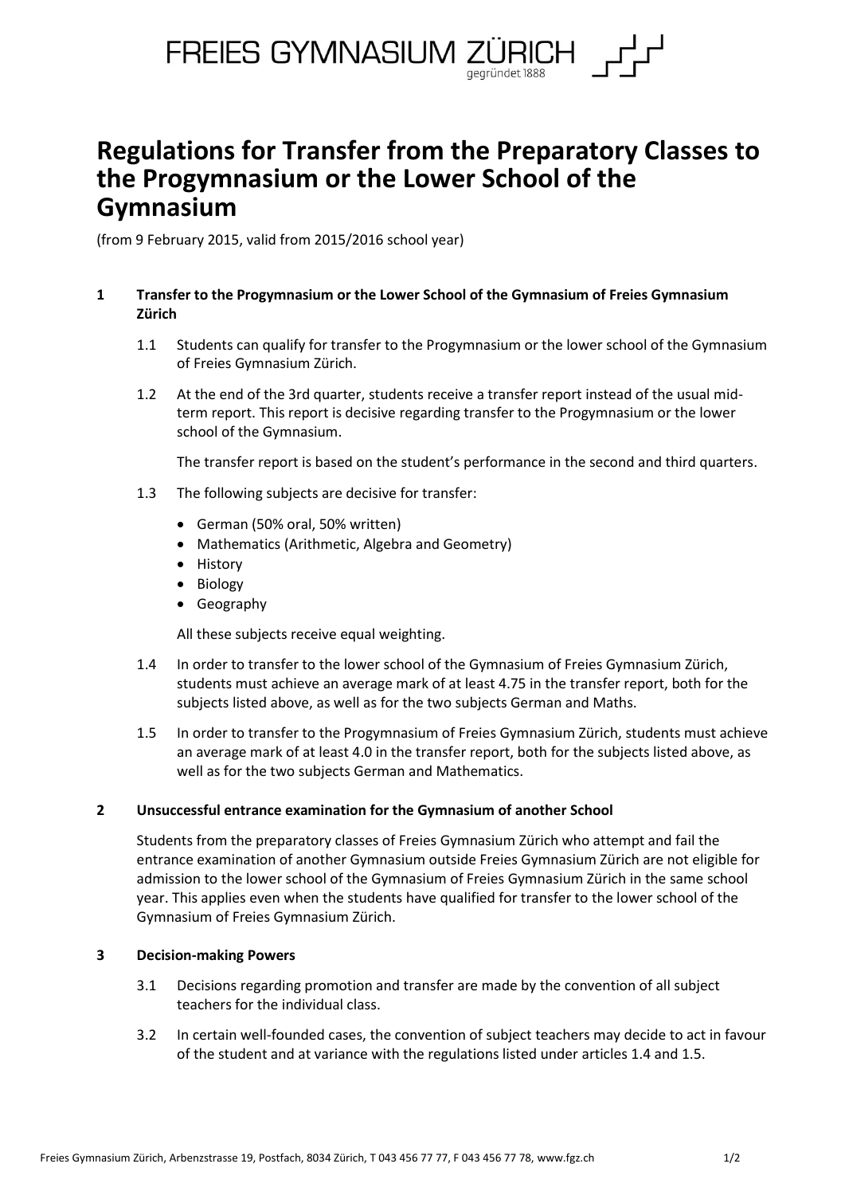FREIES GYMNASIUM ZÜRICH
gegründet 1888

# Regulations for Transfer from the Preparatory Classes to the Progymnasium or the Lower School of the Gymnasium

(from 9 February 2015, valid from 2015/2016 school year)

## 1 Transfer to the Progymnasium or the Lower School of the Gymnasium of Freies Gymnasium Zürich

1.1 Students can qualify for transfer to the Progymnasium or the lower school of the Gymnasium of Freies Gymnasium Zürich.

1.2 At the end of the 3rd quarter, students receive a transfer report instead of the usual mid-term report. This report is decisive regarding transfer to the Progymnasium or the lower school of the Gymnasium.

The transfer report is based on the student's performance in the second and third quarters.

1.3 The following subjects are decisive for transfer:

- German (50% oral, 50% written)
- Mathematics (Arithmetic, Algebra and Geometry)
- History
- Biology
- Geography

All these subjects receive equal weighting.

1.4 In order to transfer to the lower school of the Gymnasium of Freies Gymnasium Zürich, students must achieve an average mark of at least 4.75 in the transfer report, both for the subjects listed above, as well as for the two subjects German and Maths.

1.5 In order to transfer to the Progymnasium of Freies Gymnasium Zürich, students must achieve an average mark of at least 4.0 in the transfer report, both for the subjects listed above, as well as for the two subjects German and Mathematics.

## 2 Unsuccessful entrance examination for the Gymnasium of another School

Students from the preparatory classes of Freies Gymnasium Zürich who attempt and fail the entrance examination of another Gymnasium outside Freies Gymnasium Zürich are not eligible for admission to the lower school of the Gymnasium of Freies Gymnasium Zürich in the same school year. This applies even when the students have qualified for transfer to the lower school of the Gymnasium of Freies Gymnasium Zürich.

## 3 Decision-making Powers

3.1 Decisions regarding promotion and transfer are made by the convention of all subject teachers for the individual class.

3.2 In certain well-founded cases, the convention of subject teachers may decide to act in favour of the student and at variance with the regulations listed under articles 1.4 and 1.5.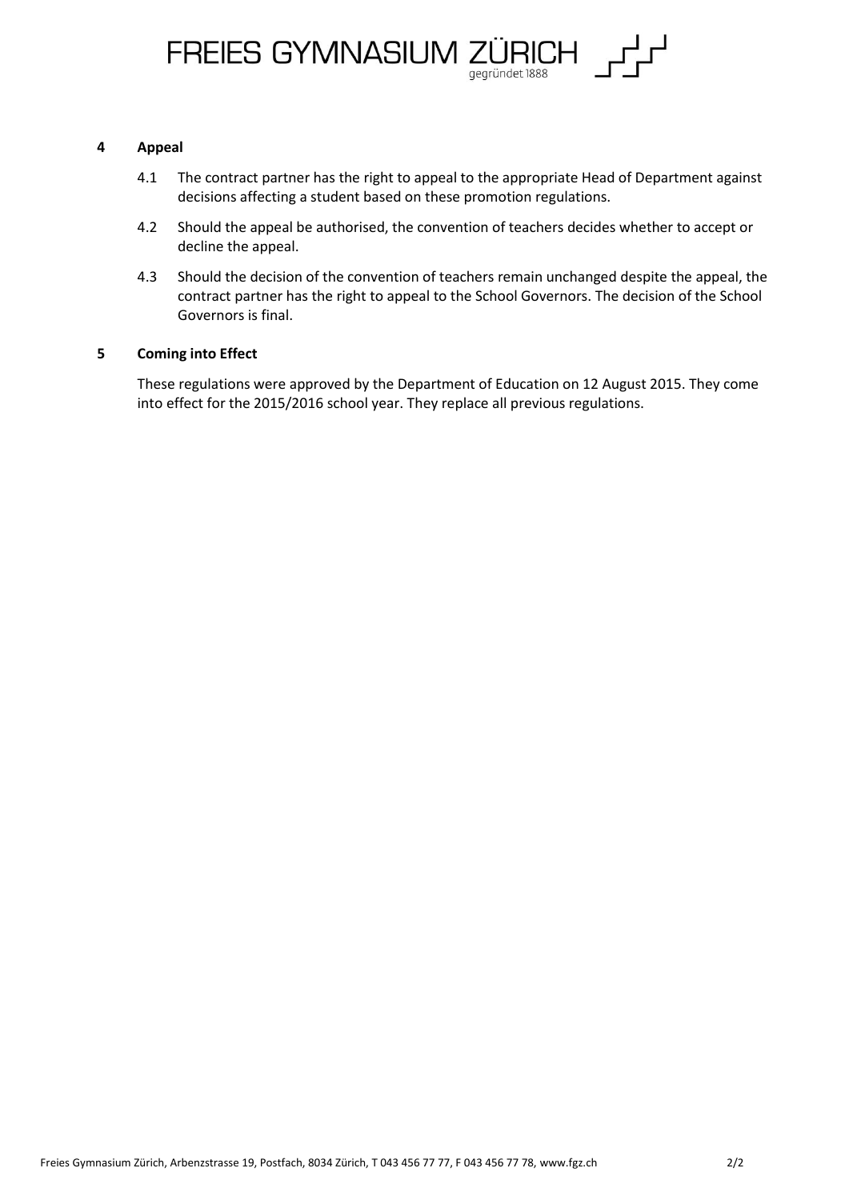## 4 Appeal

4.1 The contract partner has the right to appeal to the appropriate Head of Department against decisions affecting a student based on these promotion regulations.

4.2 Should the appeal be authorised, the convention of teachers decides whether to accept or decline the appeal.

4.3 Should the decision of the convention of teachers remain unchanged despite the appeal, the contract partner has the right to appeal to the School Governors. The decision of the School Governors is final.

## 5 Coming into Effect

These regulations were approved by the Department of Education on 12 August 2015. They come into effect for the 2015/2016 school year. They replace all previous regulations.